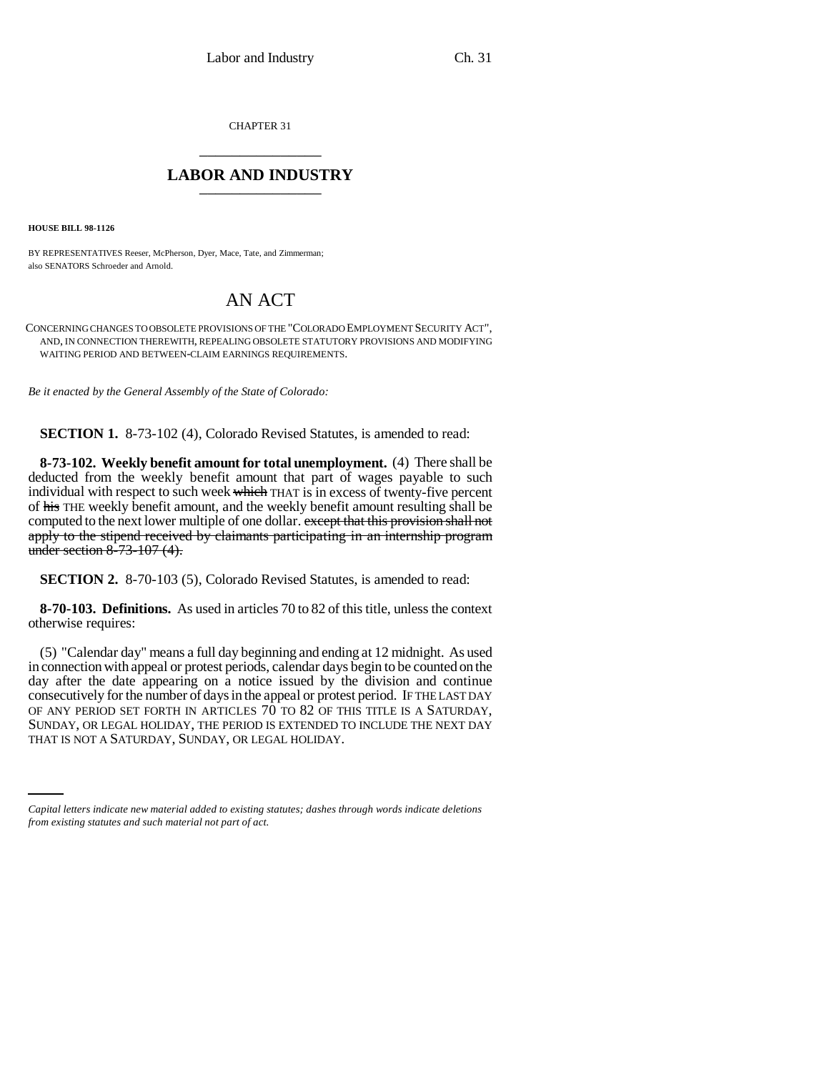CHAPTER 31

# LABOR AND INDUSTRY

**HOUSE BILL 98-1126**

BY REPRESENTATIVES Reeser, McPherson, Dyer, Mace, Tate, and Zimmerman;
also SENATORS Schroeder and Arnold.

# AN ACT

CONCERNING CHANGES TO OBSOLETE PROVISIONS OF THE "COLORADO EMPLOYMENT SECURITY ACT", AND, IN CONNECTION THEREWITH, REPEALING OBSOLETE STATUTORY PROVISIONS AND MODIFYING WAITING PERIOD AND BETWEEN-CLAIM EARNINGS REQUIREMENTS.

*Be it enacted by the General Assembly of the State of Colorado:*

**SECTION 1.** 8-73-102 (4), Colorado Revised Statutes, is amended to read:

**8-73-102. Weekly benefit amount for total unemployment.** (4) There shall be deducted from the weekly benefit amount that part of wages payable to such individual with respect to such week ~~which~~ THAT is in excess of twenty-five percent of ~~his~~ THE weekly benefit amount, and the weekly benefit amount resulting shall be computed to the next lower multiple of one dollar. ~~except that this provision shall not apply to the stipend received by claimants participating in an internship program under section 8-73-107 (4).~~

**SECTION 2.** 8-70-103 (5), Colorado Revised Statutes, is amended to read:

**8-70-103. Definitions.** As used in articles 70 to 82 of this title, unless the context otherwise requires:

(5) "Calendar day" means a full day beginning and ending at 12 midnight. As used in connection with appeal or protest periods, calendar days begin to be counted on the day after the date appearing on a notice issued by the division and continue consecutively for the number of days in the appeal or protest period. IF THE LAST DAY OF ANY PERIOD SET FORTH IN ARTICLES 70 TO 82 OF THIS TITLE IS A SATURDAY, SUNDAY, OR LEGAL HOLIDAY, THE PERIOD IS EXTENDED TO INCLUDE THE NEXT DAY THAT IS NOT A SATURDAY, SUNDAY, OR LEGAL HOLIDAY.

*Capital letters indicate new material added to existing statutes; dashes through words indicate deletions from existing statutes and such material not part of act.*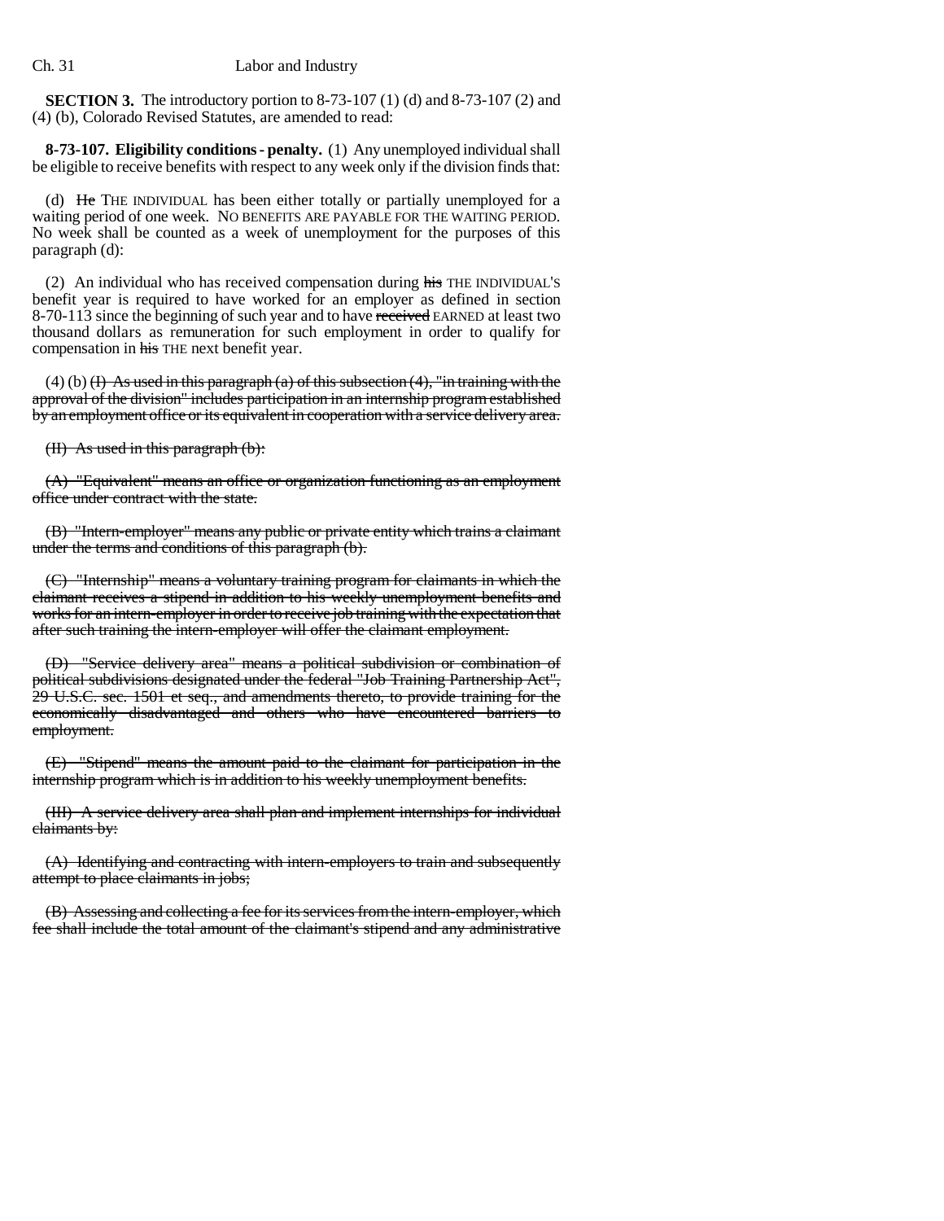**SECTION 3.** The introductory portion to 8-73-107 (1) (d) and 8-73-107 (2) and (4) (b), Colorado Revised Statutes, are amended to read:

**8-73-107. Eligibility conditions - penalty.** (1) Any unemployed individual shall be eligible to receive benefits with respect to any week only if the division finds that:

(d) ~~He~~ THE INDIVIDUAL has been either totally or partially unemployed for a waiting period of one week. NO BENEFITS ARE PAYABLE FOR THE WAITING PERIOD. No week shall be counted as a week of unemployment for the purposes of this paragraph (d):

(2) An individual who has received compensation during ~~his~~ THE INDIVIDUAL'S benefit year is required to have worked for an employer as defined in section 8-70-113 since the beginning of such year and to have ~~received~~ EARNED at least two thousand dollars as remuneration for such employment in order to qualify for compensation in ~~his~~ THE next benefit year.

(4) (b) ~~(I) As used in this paragraph (a) of this subsection (4), "in training with the approval of the division" includes participation in an internship program established by an employment office or its equivalent in cooperation with a service delivery area.~~

~~(II) As used in this paragraph (b):~~

~~(A) "Equivalent" means an office or organization functioning as an employment office under contract with the state.~~

~~(B) "Intern-employer" means any public or private entity which trains a claimant under the terms and conditions of this paragraph (b).~~

~~(C) "Internship" means a voluntary training program for claimants in which the claimant receives a stipend in addition to his weekly unemployment benefits and works for an intern-employer in order to receive job training with the expectation that after such training the intern-employer will offer the claimant employment.~~

~~(D) "Service delivery area" means a political subdivision or combination of political subdivisions designated under the federal "Job Training Partnership Act", 29 U.S.C. sec. 1501 et seq., and amendments thereto, to provide training for the economically disadvantaged and others who have encountered barriers to employment.~~

~~(E) "Stipend" means the amount paid to the claimant for participation in the internship program which is in addition to his weekly unemployment benefits.~~

~~(III) A service delivery area shall plan and implement internships for individual claimants by:~~

~~(A) Identifying and contracting with intern-employers to train and subsequently attempt to place claimants in jobs;~~

~~(B) Assessing and collecting a fee for its services from the intern-employer, which fee shall include the total amount of the claimant's stipend and any administrative~~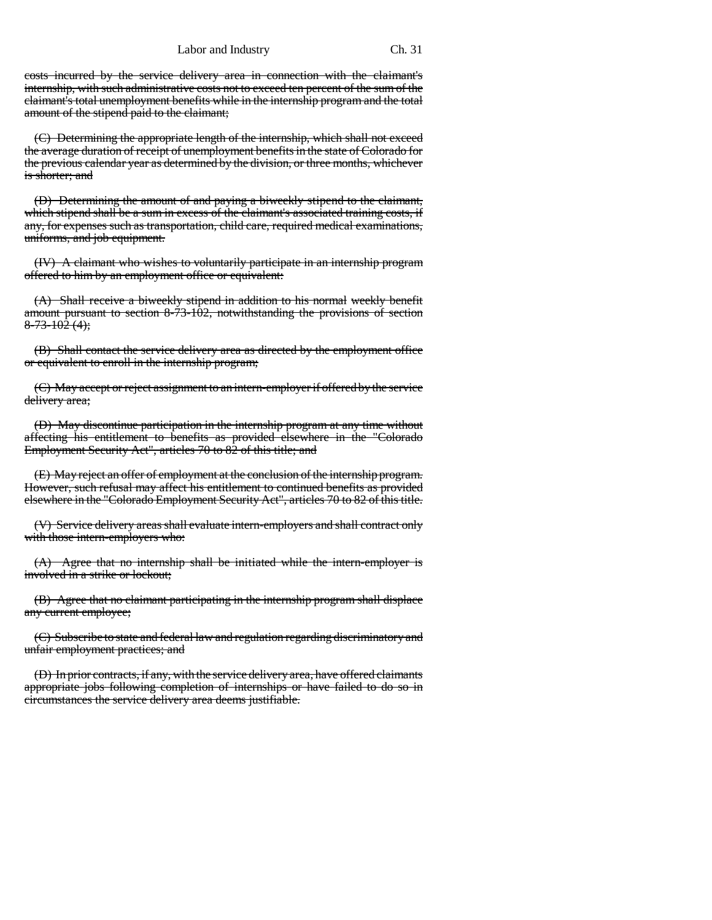~~costs incurred by the service delivery area in connection with the claimant's internship, with such administrative costs not to exceed ten percent of the sum of the claimant's total unemployment benefits while in the internship program and the total amount of the stipend paid to the claimant;~~

~~(C) Determining the appropriate length of the internship, which shall not exceed the average duration of receipt of unemployment benefits in the state of Colorado for the previous calendar year as determined by the division, or three months, whichever is shorter; and~~

~~(D) Determining the amount of and paying a biweekly stipend to the claimant, which stipend shall be a sum in excess of the claimant's associated training costs, if any, for expenses such as transportation, child care, required medical examinations, uniforms, and job equipment.~~

~~(IV) A claimant who wishes to voluntarily participate in an internship program offered to him by an employment office or equivalent:~~

~~(A) Shall receive a biweekly stipend in addition to his normal weekly benefit amount pursuant to section 8-73-102, notwithstanding the provisions of section 8-73-102 (4);~~

~~(B) Shall contact the service delivery area as directed by the employment office or equivalent to enroll in the internship program;~~

~~(C) May accept or reject assignment to an intern-employer if offered by the service delivery area;~~

~~(D) May discontinue participation in the internship program at any time without affecting his entitlement to benefits as provided elsewhere in the "Colorado Employment Security Act", articles 70 to 82 of this title; and~~

~~(E) May reject an offer of employment at the conclusion of the internship program. However, such refusal may affect his entitlement to continued benefits as provided elsewhere in the "Colorado Employment Security Act", articles 70 to 82 of this title.~~

~~(V) Service delivery areas shall evaluate intern-employers and shall contract only with those intern-employers who:~~

~~(A) Agree that no internship shall be initiated while the intern-employer is involved in a strike or lockout;~~

~~(B) Agree that no claimant participating in the internship program shall displace any current employee;~~

~~(C) Subscribe to state and federal law and regulation regarding discriminatory and unfair employment practices; and~~

~~(D) In prior contracts, if any, with the service delivery area, have offered claimants appropriate jobs following completion of internships or have failed to do so in circumstances the service delivery area deems justifiable.~~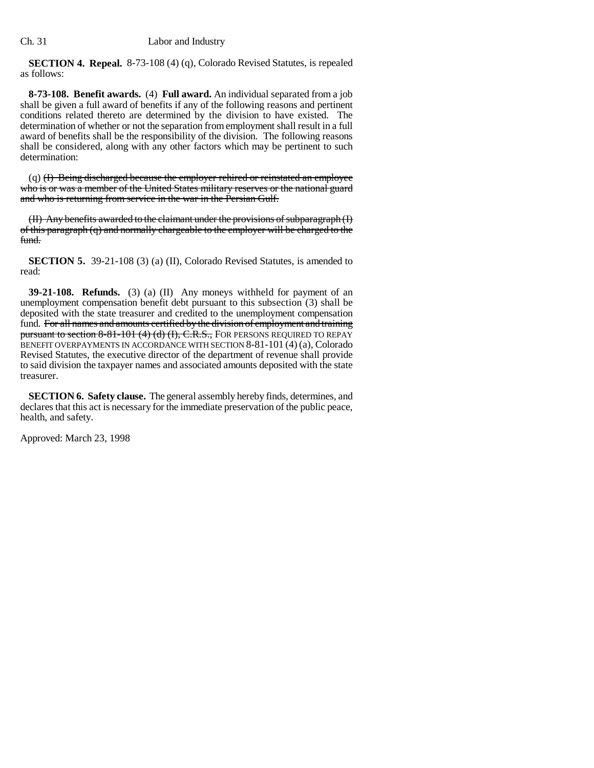**SECTION 4. Repeal.** 8-73-108 (4) (q), Colorado Revised Statutes, is repealed as follows:

**8-73-108. Benefit awards.** (4) **Full award.** An individual separated from a job shall be given a full award of benefits if any of the following reasons and pertinent conditions related thereto are determined by the division to have existed. The determination of whether or not the separation from employment shall result in a full award of benefits shall be the responsibility of the division. The following reasons shall be considered, along with any other factors which may be pertinent to such determination:

(q) ~~(I) Being discharged because the employer rehired or reinstated an employee who is or was a member of the United States military reserves or the national guard and who is returning from service in the war in the Persian Gulf.~~

~~(II) Any benefits awarded to the claimant under the provisions of subparagraph (I) of this paragraph (q) and normally chargeable to the employer will be charged to the fund.~~

**SECTION 5.** 39-21-108 (3) (a) (II), Colorado Revised Statutes, is amended to read:

**39-21-108. Refunds.** (3) (a) (II) Any moneys withheld for payment of an unemployment compensation benefit debt pursuant to this subsection (3) shall be deposited with the state treasurer and credited to the unemployment compensation fund. ~~For all names and amounts certified by the division of employment and training pursuant to section 8-81-101 (4) (d) (I), C.R.S.,~~ FOR PERSONS REQUIRED TO REPAY BENEFIT OVERPAYMENTS IN ACCORDANCE WITH SECTION 8-81-101 (4) (a), Colorado Revised Statutes, the executive director of the department of revenue shall provide to said division the taxpayer names and associated amounts deposited with the state treasurer.

**SECTION 6. Safety clause.** The general assembly hereby finds, determines, and declares that this act is necessary for the immediate preservation of the public peace, health, and safety.

Approved: March 23, 1998